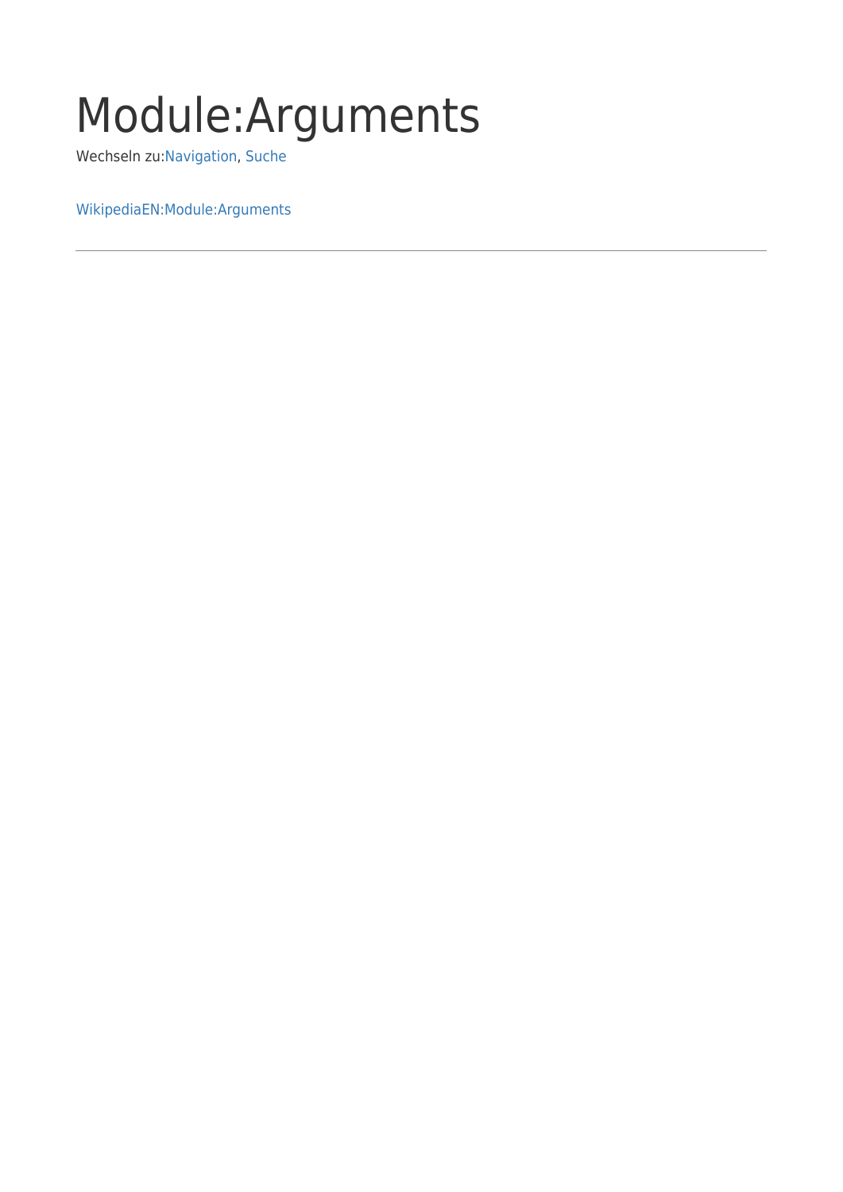# Module:Arguments

Wechseln zu:Navigation, Suche

WikipediaEN:Module:Arguments

---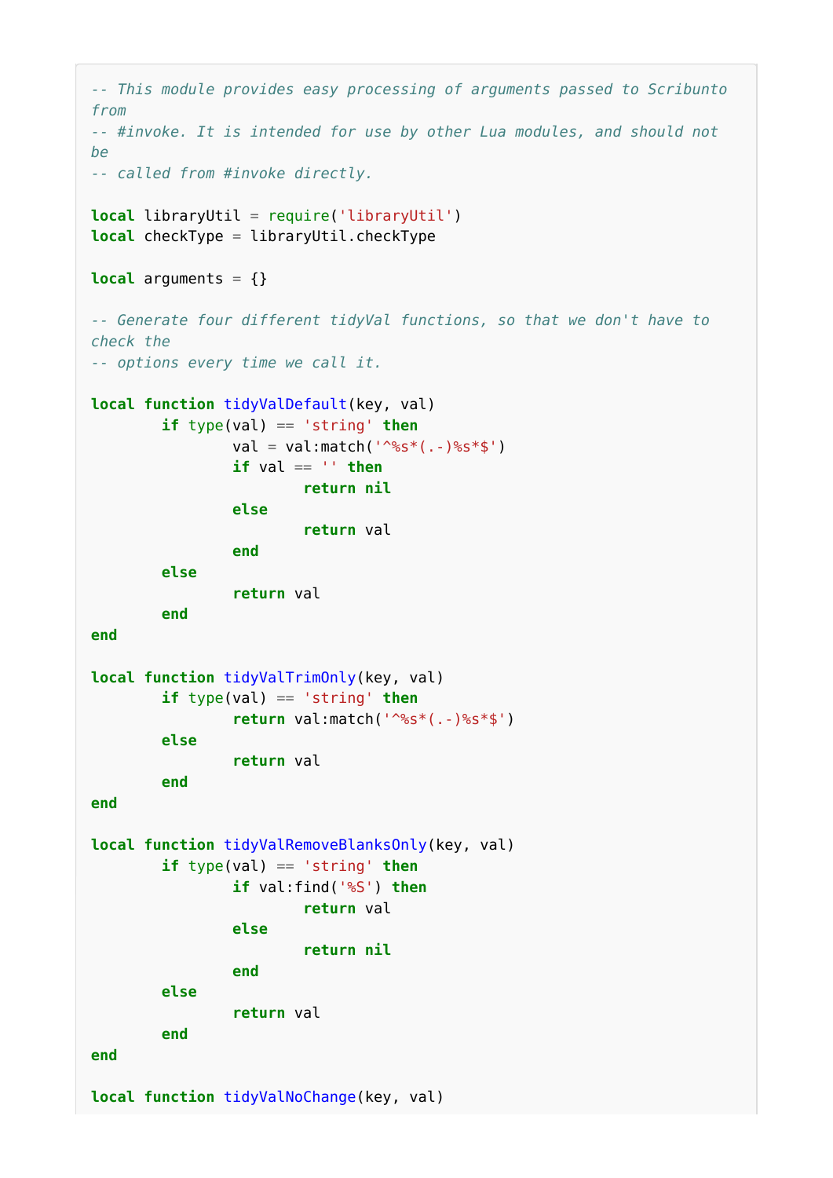```lua
-- This module provides easy processing of arguments passed to Scribunto from
-- #invoke. It is intended for use by other Lua modules, and should not be
-- called from #invoke directly.

local libraryUtil = require('libraryUtil')
local checkType = libraryUtil.checkType

local arguments = {}

-- Generate four different tidyVal functions, so that we don't have to check the
-- options every time we call it.

local function tidyValDefault(key, val)
	if type(val) == 'string' then
		val = val:match('^%s*(.-)%s*$')
		if val == '' then
			return nil
		else
			return val
		end
	else
		return val
	end
end

local function tidyValTrimOnly(key, val)
	if type(val) == 'string' then
		return val:match('^%s*(.-)%s*$')
	else
		return val
	end
end

local function tidyValRemoveBlanksOnly(key, val)
	if type(val) == 'string' then
		if val:find('%S') then
			return val
		else
			return nil
		end
	else
		return val
	end
end

local function tidyValNoChange(key, val)
```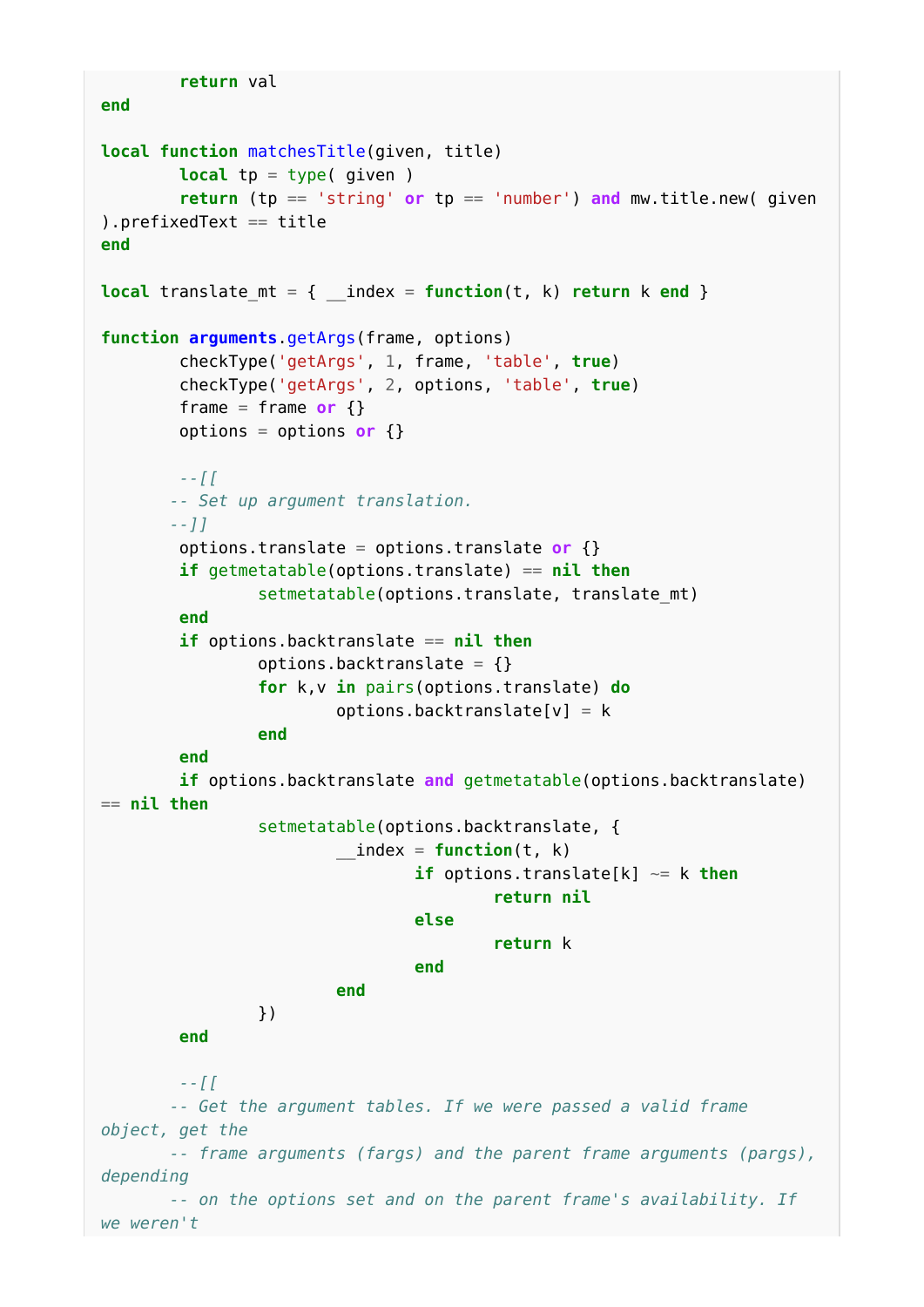```lua
	return val
end

local function matchesTitle(given, title)
	local tp = type( given )
	return (tp == 'string' or tp == 'number') and mw.title.new( given ).prefixedText == title
end

local translate_mt = { __index = function(t, k) return k end }

function arguments.getArgs(frame, options)
	checkType('getArgs', 1, frame, 'table', true)
	checkType('getArgs', 2, options, 'table', true)
	frame = frame or {}
	options = options or {}

	--[[
	-- Set up argument translation.
	--]]
	options.translate = options.translate or {}
	if getmetatable(options.translate) == nil then
		setmetatable(options.translate, translate_mt)
	end
	if options.backtranslate == nil then
		options.backtranslate = {}
		for k,v in pairs(options.translate) do
			options.backtranslate[v] = k
		end
	end
	if options.backtranslate and getmetatable(options.backtranslate) == nil then
		setmetatable(options.backtranslate, {
			__index = function(t, k)
				if options.translate[k] ~= k then
					return nil
				else
					return k
				end
			end
		})
	end

	--[[
	-- Get the argument tables. If we were passed a valid frame object, get the
	-- frame arguments (fargs) and the parent frame arguments (pargs), depending
	-- on the options set and on the parent frame's availability. If we weren't
```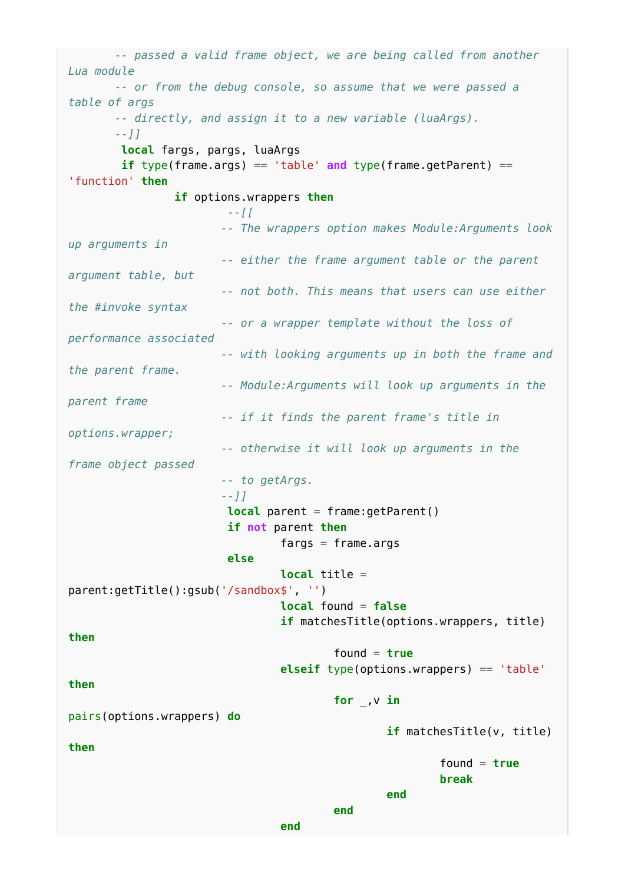```lua
	-- passed a valid frame object, we are being called from another Lua module
	-- or from the debug console, so assume that we were passed a table of args
	-- directly, and assign it to a new variable (luaArgs).
	--]]
	local fargs, pargs, luaArgs
	if type(frame.args) == 'table' and type(frame.getParent) == 'function' then
		if options.wrappers then
			--[[
			-- The wrappers option makes Module:Arguments look up arguments in
			-- either the frame argument table or the parent argument table, but
			-- not both. This means that users can use either the #invoke syntax
			-- or a wrapper template without the loss of performance associated
			-- with looking arguments up in both the frame and the parent frame.
			-- Module:Arguments will look up arguments in the parent frame
			-- if it finds the parent frame's title in options.wrapper;
			-- otherwise it will look up arguments in the frame object passed
			-- to getArgs.
			--]]
			local parent = frame:getParent()
			if not parent then
				fargs = frame.args
			else
				local title = parent:getTitle():gsub('/sandbox$', '')
				local found = false
				if matchesTitle(options.wrappers, title) then
					found = true
				elseif type(options.wrappers) == 'table' then
					for _,v in pairs(options.wrappers) do
						if matchesTitle(v, title) then
							found = true
							break
						end
					end
				end
```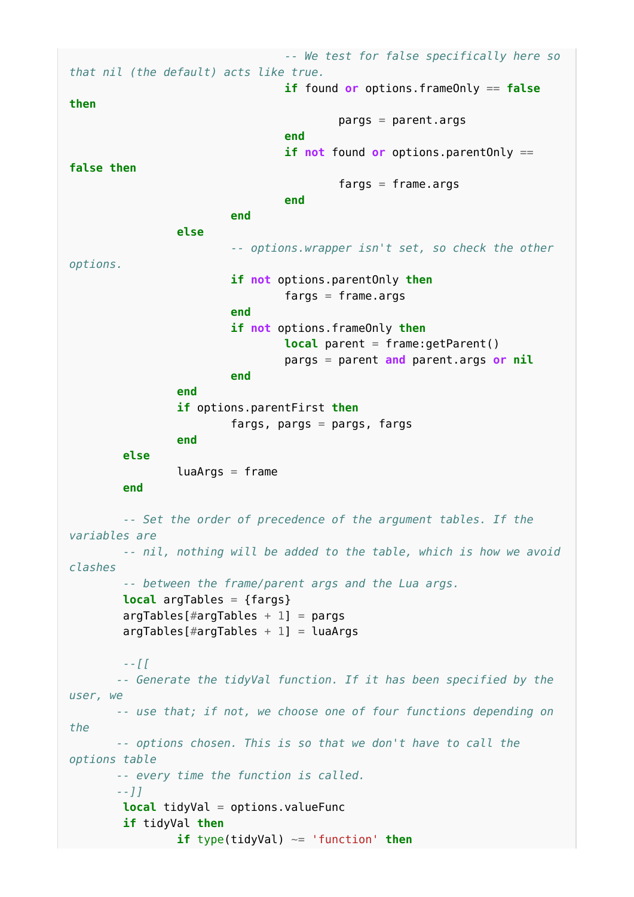```lua
				-- We test for false specifically here so that nil (the default) acts like true.
				if found or options.frameOnly == false then
					pargs = parent.args
				end
				if not found or options.parentOnly == false then
					fargs = frame.args
				end
			end
		else
			-- options.wrapper isn't set, so check the other options.
			if not options.parentOnly then
				fargs = frame.args
			end
			if not options.frameOnly then
				local parent = frame:getParent()
				pargs = parent and parent.args or nil
			end
		end
		if options.parentFirst then
			fargs, pargs = pargs, fargs
		end
	else
		luaArgs = frame
	end

	-- Set the order of precedence of the argument tables. If the variables are
	-- nil, nothing will be added to the table, which is how we avoid clashes
	-- between the frame/parent args and the Lua args.
	local argTables = {fargs}
	argTables[#argTables + 1] = pargs
	argTables[#argTables + 1] = luaArgs

	--[[
       -- Generate the tidyVal function. If it has been specified by the user, we
       -- use that; if not, we choose one of four functions depending on the
       -- options chosen. This is so that we don't have to call the options table
       -- every time the function is called.
       --]]
	local tidyVal = options.valueFunc
	if tidyVal then
		if type(tidyVal) ~= 'function' then
```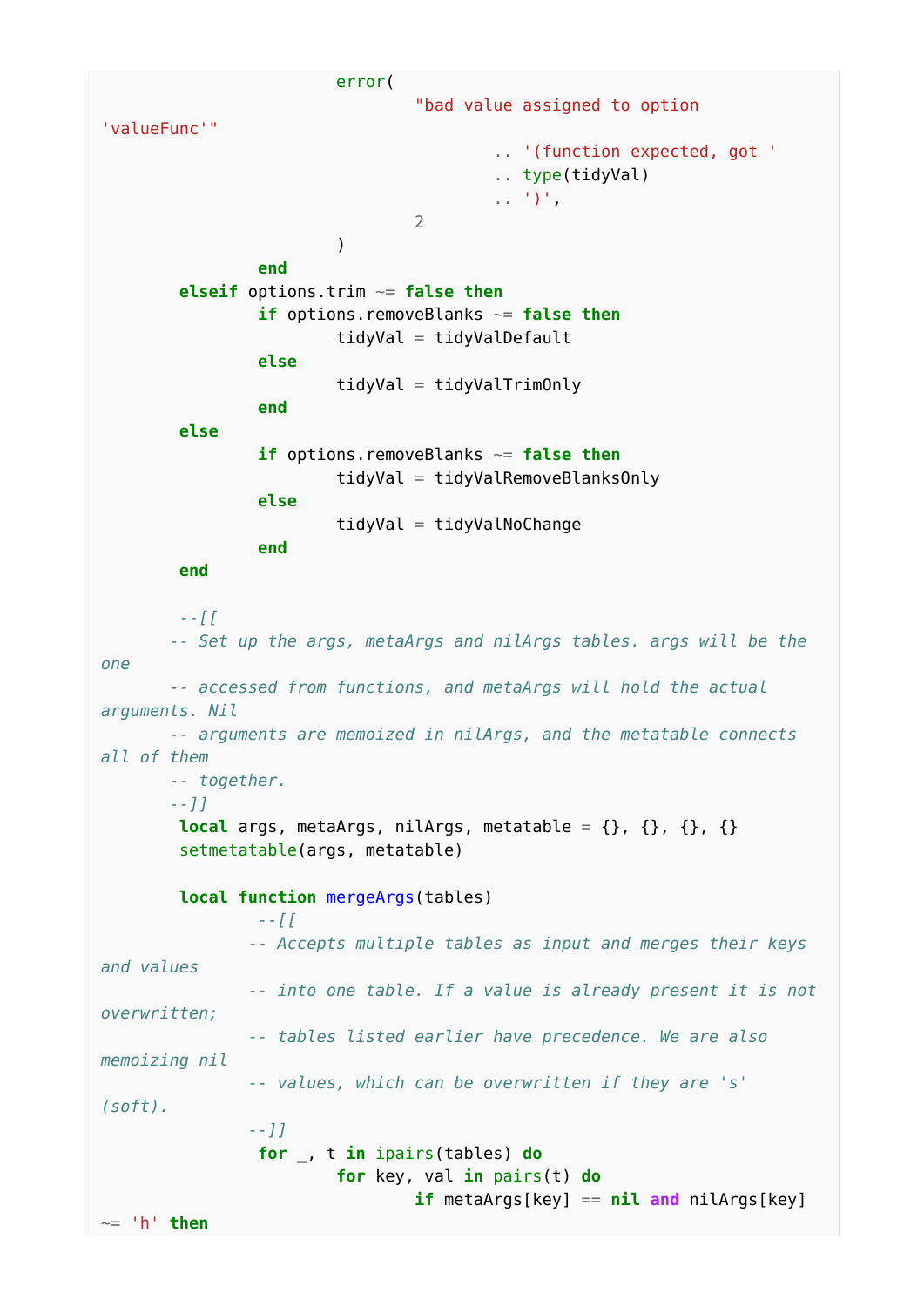```lua
					error(
						"bad value assigned to option 'valueFunc'"
							.. '(function expected, got '
							.. type(tidyVal)
							.. ')',
						2
					)
				end
		elseif options.trim ~= false then
				if options.removeBlanks ~= false then
					tidyVal = tidyValDefault
				else
					tidyVal = tidyValTrimOnly
				end
		else
				if options.removeBlanks ~= false then
					tidyVal = tidyValRemoveBlanksOnly
				else
					tidyVal = tidyValNoChange
				end
		end

		--[[
		-- Set up the args, metaArgs and nilArgs tables. args will be the one
		-- accessed from functions, and metaArgs will hold the actual arguments. Nil
		-- arguments are memoized in nilArgs, and the metatable connects all of them
		-- together.
		--]]
		local args, metaArgs, nilArgs, metatable = {}, {}, {}, {}
		setmetatable(args, metatable)

		local function mergeArgs(tables)
				--[[
				-- Accepts multiple tables as input and merges their keys and values
				-- into one table. If a value is already present it is not overwritten;
				-- tables listed earlier have precedence. We are also memoizing nil
				-- values, which can be overwritten if they are 's' (soft).
				--]]
				for _, t in ipairs(tables) do
					for key, val in pairs(t) do
						if metaArgs[key] == nil and nilArgs[key] ~= 'h' then
```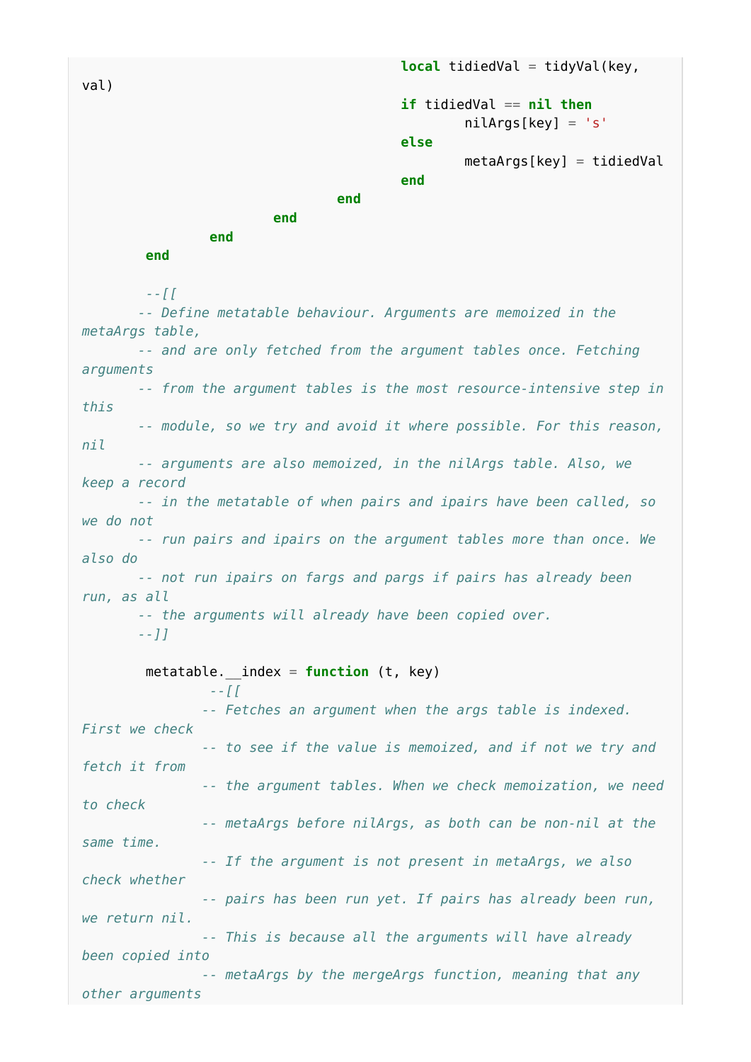```lua
									local tidiedVal = tidyVal(key, val)
									if tidiedVal == nil then
										nilArgs[key] = 's'
									else
										metaArgs[key] = tidiedVal
									end
								end
							end
						end
					end

	--[[
	-- Define metatable behaviour. Arguments are memoized in the metaArgs table,
	-- and are only fetched from the argument tables once. Fetching arguments
	-- from the argument tables is the most resource-intensive step in this
	-- module, so we try and avoid it where possible. For this reason, nil
	-- arguments are also memoized, in the nilArgs table. Also, we keep a record
	-- in the metatable of when pairs and ipairs have been called, so we do not
	-- run pairs and ipairs on the argument tables more than once. We also do
	-- not run ipairs on fargs and pargs if pairs has already been run, as all
	-- the arguments will already have been copied over.
	--]]

	metatable.__index = function (t, key)
		--[[
		-- Fetches an argument when the args table is indexed. First we check
		-- to see if the value is memoized, and if not we try and fetch it from
		-- the argument tables. When we check memoization, we need to check
		-- metaArgs before nilArgs, as both can be non-nil at the same time.
		-- If the argument is not present in metaArgs, we also check whether
		-- pairs has been run yet. If pairs has already been run, we return nil.
		-- This is because all the arguments will have already been copied into
		-- metaArgs by the mergeArgs function, meaning that any other arguments
```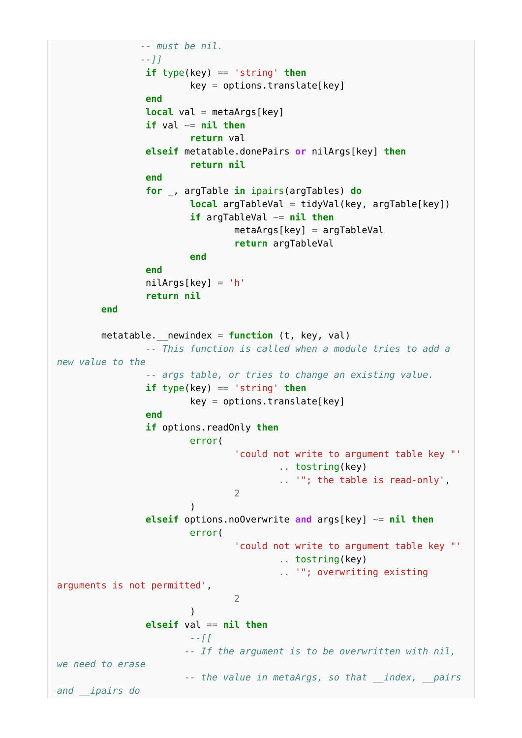```lua
			-- must be nil.
			--]]
			if type(key) == 'string' then
				key = options.translate[key]
			end
			local val = metaArgs[key]
			if val ~= nil then
				return val
			elseif metatable.donePairs or nilArgs[key] then
				return nil
			end
			for _, argTable in ipairs(argTables) do
				local argTableVal = tidyVal(key, argTable[key])
				if argTableVal ~= nil then
					metaArgs[key] = argTableVal
					return argTableVal
				end
			end
			nilArgs[key] = 'h'
			return nil
		end

		metatable.__newindex = function (t, key, val)
			-- This function is called when a module tries to add a
new value to the
			-- args table, or tries to change an existing value.
			if type(key) == 'string' then
				key = options.translate[key]
			end
			if options.readOnly then
				error(
					'could not write to argument table key "'
						.. tostring(key)
						.. '"; the table is read-only',
					2
				)
			elseif options.noOverwrite and args[key] ~= nil then
				error(
					'could not write to argument table key "'
						.. tostring(key)
						.. '"; overwriting existing
arguments is not permitted',
					2
				)
			elseif val == nil then
				--[[
				-- If the argument is to be overwritten with nil,
we need to erase
				-- the value in metaArgs, so that __index, __pairs
and __ipairs do
```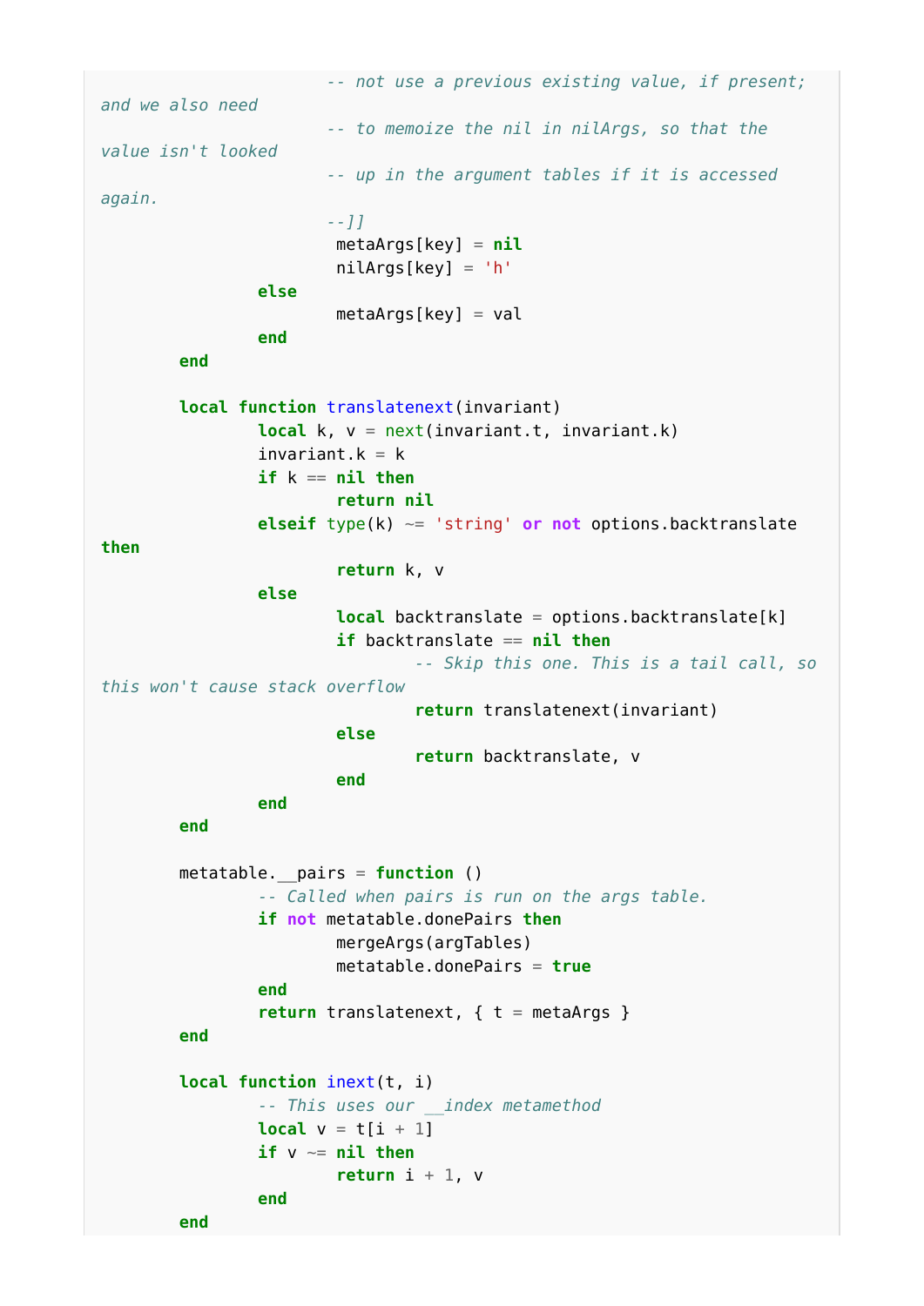```lua
					-- not use a previous existing value, if present; and we also need
					-- to memoize the nil in nilArgs, so that the value isn't looked
					-- up in the argument tables if it is accessed again.
					--]]
					metaArgs[key] = nil
					nilArgs[key] = 'h'
			else
					metaArgs[key] = val
			end
	end

	local function translatenext(invariant)
			local k, v = next(invariant.t, invariant.k)
			invariant.k = k
			if k == nil then
					return nil
			elseif type(k) ~= 'string' or not options.backtranslate then
					return k, v
			else
					local backtranslate = options.backtranslate[k]
					if backtranslate == nil then
							-- Skip this one. This is a tail call, so this won't cause stack overflow
							return translatenext(invariant)
					else
							return backtranslate, v
					end
			end
	end

	metatable.__pairs = function ()
			-- Called when pairs is run on the args table.
			if not metatable.donePairs then
					mergeArgs(argTables)
					metatable.donePairs = true
			end
			return translatenext, { t = metaArgs }
	end

	local function inext(t, i)
			-- This uses our __index metamethod
			local v = t[i + 1]
			if v ~= nil then
					return i + 1, v
			end
	end
```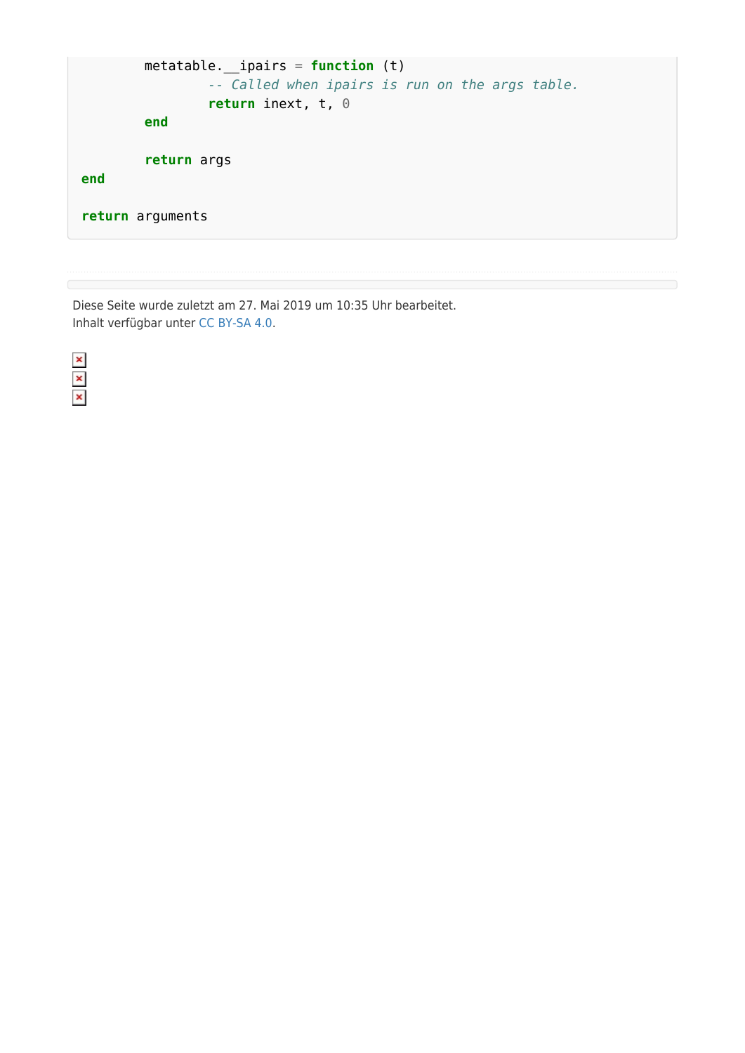```lua
	metatable.__ipairs = function (t)
		-- Called when ipairs is run on the args table.
		return inext, t, 0
	end

	return args
end

return arguments
```

Diese Seite wurde zuletzt am 27. Mai 2019 um 10:35 Uhr bearbeitet.
Inhalt verfügbar unter CC BY-SA 4.0.